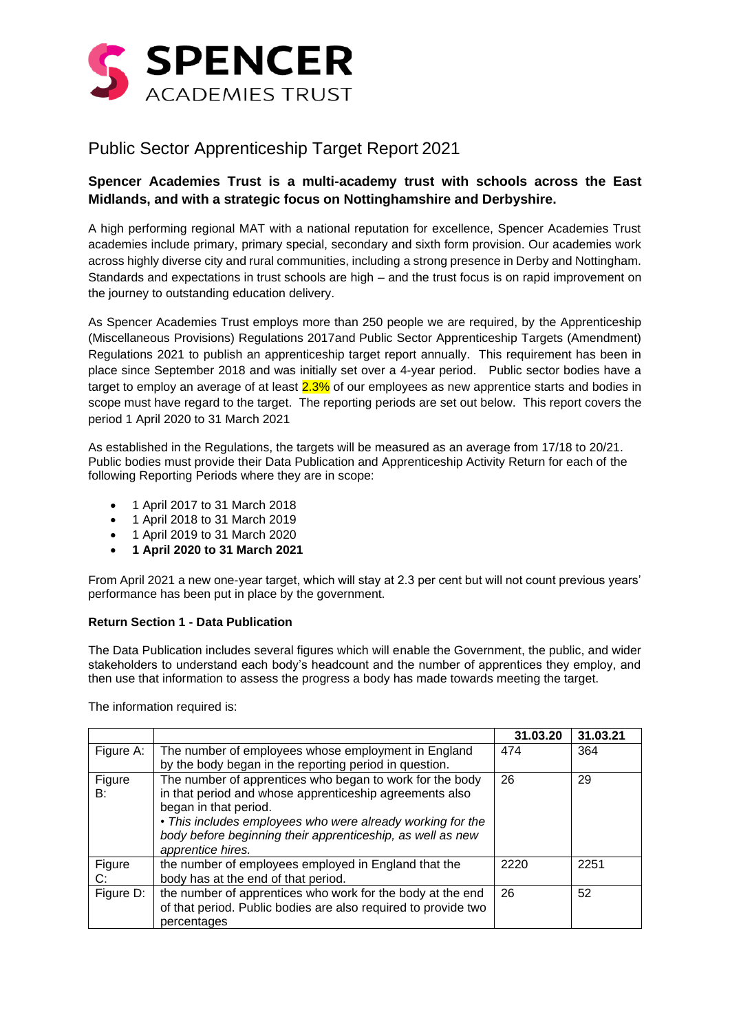# SPENCER ACADEMIES TRUST

## Public Sector Apprenticeship Target Report 2021

**Spencer Academies Trust is a multi-academy trust with schools across the East Midlands, and with a strategic focus on Nottinghamshire and Derbyshire.**

A high performing regional MAT with a national reputation for excellence, Spencer Academies Trust academies include primary, primary special, secondary and sixth form provision. Our academies work across highly diverse city and rural communities, including a strong presence in Derby and Nottingham. Standards and expectations in trust schools are high – and the trust focus is on rapid improvement on the journey to outstanding education delivery.

As Spencer Academies Trust employs more than 250 people we are required, by the Apprenticeship (Miscellaneous Provisions) Regulations 2017and Public Sector Apprenticeship Targets (Amendment) Regulations 2021 to publish an apprenticeship target report annually. This requirement has been in place since September 2018 and was initially set over a 4-year period. Public sector bodies have a target to employ an average of at least 2.3% of our employees as new apprentice starts and bodies in scope must have regard to the target. The reporting periods are set out below. This report covers the period 1 April 2020 to 31 March 2021

As established in the Regulations, the targets will be measured as an average from 17/18 to 20/21. Public bodies must provide their Data Publication and Apprenticeship Activity Return for each of the following Reporting Periods where they are in scope:

- 1 April 2017 to 31 March 2018
- 1 April 2018 to 31 March 2019
- 1 April 2019 to 31 March 2020
- **1 April 2020 to 31 March 2021**

From April 2021 a new one-year target, which will stay at 2.3 per cent but will not count previous years' performance has been put in place by the government.

**Return Section 1 - Data Publication**

The Data Publication includes several figures which will enable the Government, the public, and wider stakeholders to understand each body's headcount and the number of apprentices they employ, and then use that information to assess the progress a body has made towards meeting the target.

The information required is:

| | | **31.03.20** | **31.03.21** |
|---|---|---|---|
| Figure A: | The number of employees whose employment in England by the body began in the reporting period in question. | 474 | 364 |
| Figure B: | The number of apprentices who began to work for the body in that period and whose apprenticeship agreements also began in that period.<br>*• This includes employees who were already working for the body before beginning their apprenticeship, as well as new apprentice hires.* | 26 | 29 |
| Figure C: | the number of employees employed in England that the body has at the end of that period. | 2220 | 2251 |
| Figure D: | the number of apprentices who work for the body at the end of that period. Public bodies are also required to provide two percentages | 26 | 52 |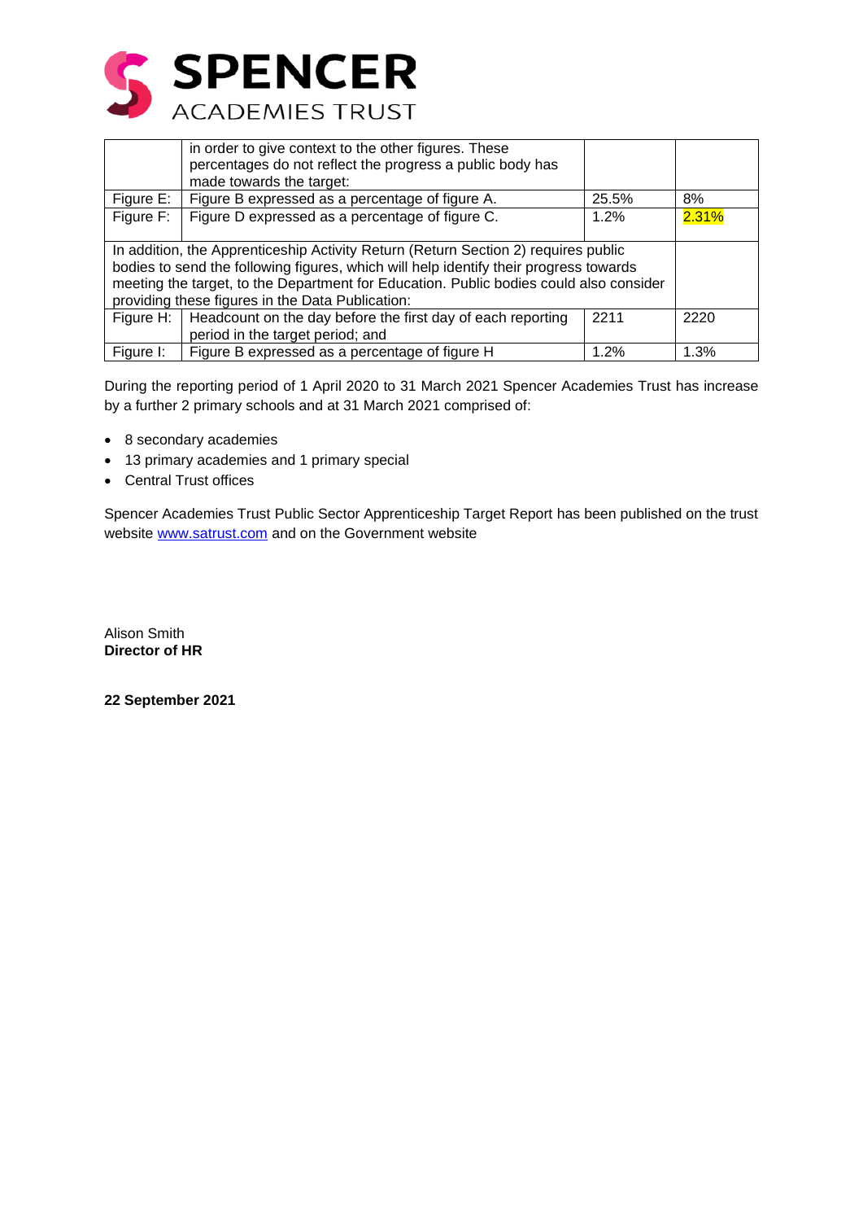| | | | |
|---|---|---|---|
| | in order to give context to the other figures. These percentages do not reflect the progress a public body has made towards the target: | | |
| Figure E: | Figure B expressed as a percentage of figure A. | 25.5% | 8% |
| Figure F: | Figure D expressed as a percentage of figure C. | 1.2% | 2.31% |
| In addition, the Apprenticeship Activity Return (Return Section 2) requires public bodies to send the following figures, which will help identify their progress towards meeting the target, to the Department for Education. Public bodies could also consider providing these figures in the Data Publication: | | | |
| Figure H: | Headcount on the day before the first day of each reporting period in the target period; and | 2211 | 2220 |
| Figure I: | Figure B expressed as a percentage of figure H | 1.2% | 1.3% |

During the reporting period of 1 April 2020 to 31 March 2021 Spencer Academies Trust has increase by a further 2 primary schools and at 31 March 2021 comprised of:

- 8 secondary academies
- 13 primary academies and 1 primary special
- Central Trust offices

Spencer Academies Trust Public Sector Apprenticeship Target Report has been published on the trust website www.satrust.com and on the Government website

Alison Smith
**Director of HR**

**22 September 2021**